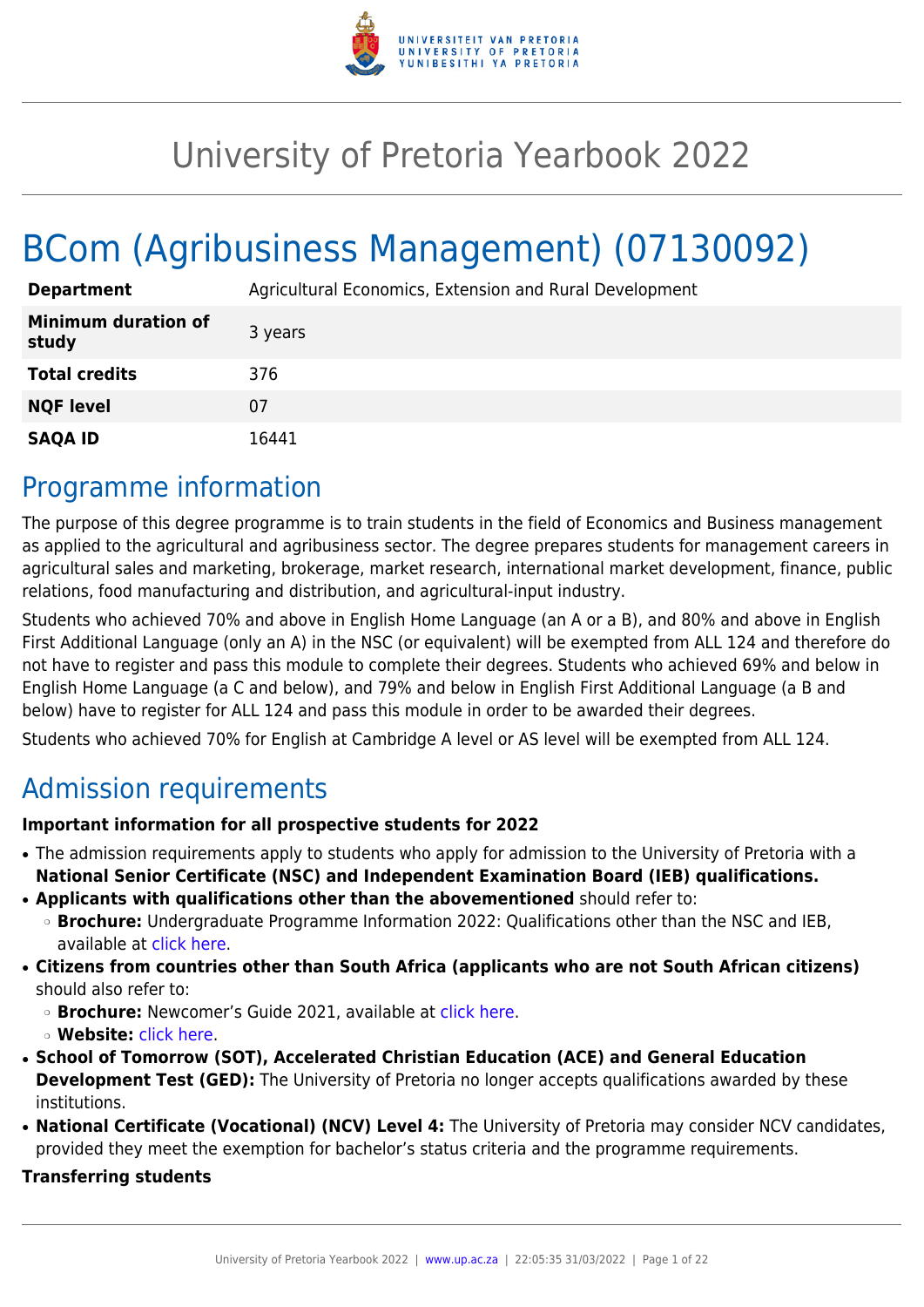# University of Pretoria Yearbook 2022

# BCom (Agribusiness Management) (07130092)

| | |
|---|---|
| **Department** | Agricultural Economics, Extension and Rural Development |
| **Minimum duration of study** | 3 years |
| **Total credits** | 376 |
| **NQF level** | 07 |
| **SAQA ID** | 16441 |

## Programme information

The purpose of this degree programme is to train students in the field of Economics and Business management as applied to the agricultural and agribusiness sector. The degree prepares students for management careers in agricultural sales and marketing, brokerage, market research, international market development, finance, public relations, food manufacturing and distribution, and agricultural-input industry.

Students who achieved 70% and above in English Home Language (an A or a B), and 80% and above in English First Additional Language (only an A) in the NSC (or equivalent) will be exempted from ALL 124 and therefore do not have to register and pass this module to complete their degrees. Students who achieved 69% and below in English Home Language (a C and below), and 79% and below in English First Additional Language (a B and below) have to register for ALL 124 and pass this module in order to be awarded their degrees.

Students who achieved 70% for English at Cambridge A level or AS level will be exempted from ALL 124.

## Admission requirements

**Important information for all prospective students for 2022**

- The admission requirements apply to students who apply for admission to the University of Pretoria with a **National Senior Certificate (NSC) and Independent Examination Board (IEB) qualifications.**
- **Applicants with qualifications other than the abovementioned** should refer to:
  - **Brochure:** Undergraduate Programme Information 2022: Qualifications other than the NSC and IEB, available at click here.
- **Citizens from countries other than South Africa (applicants who are not South African citizens)** should also refer to:
  - **Brochure:** Newcomer's Guide 2021, available at click here.
  - **Website:** click here.
- **School of Tomorrow (SOT), Accelerated Christian Education (ACE) and General Education Development Test (GED):** The University of Pretoria no longer accepts qualifications awarded by these institutions.
- **National Certificate (Vocational) (NCV) Level 4:** The University of Pretoria may consider NCV candidates, provided they meet the exemption for bachelor's status criteria and the programme requirements.

**Transferring students**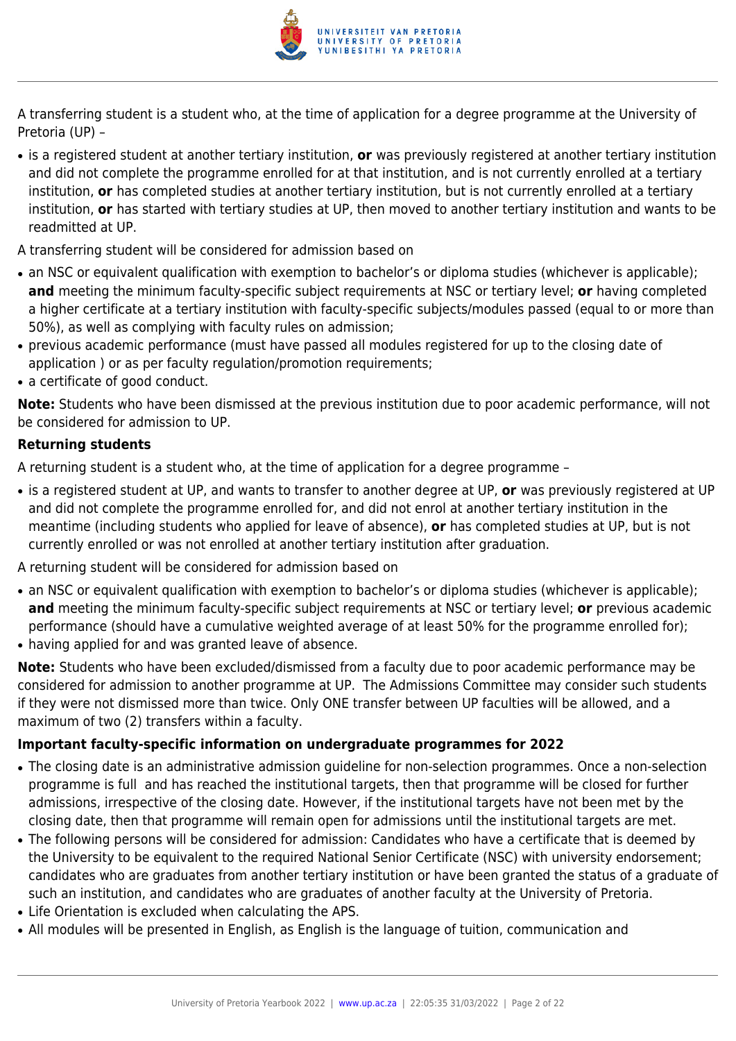A transferring student is a student who, at the time of application for a degree programme at the University of Pretoria (UP) –

- is a registered student at another tertiary institution, **or** was previously registered at another tertiary institution and did not complete the programme enrolled for at that institution, and is not currently enrolled at a tertiary institution, **or** has completed studies at another tertiary institution, but is not currently enrolled at a tertiary institution, **or** has started with tertiary studies at UP, then moved to another tertiary institution and wants to be readmitted at UP.

A transferring student will be considered for admission based on

- an NSC or equivalent qualification with exemption to bachelor's or diploma studies (whichever is applicable); **and** meeting the minimum faculty-specific subject requirements at NSC or tertiary level; **or** having completed a higher certificate at a tertiary institution with faculty-specific subjects/modules passed (equal to or more than 50%), as well as complying with faculty rules on admission;
- previous academic performance (must have passed all modules registered for up to the closing date of application ) or as per faculty regulation/promotion requirements;
- a certificate of good conduct.

**Note:** Students who have been dismissed at the previous institution due to poor academic performance, will not be considered for admission to UP.

**Returning students**

A returning student is a student who, at the time of application for a degree programme –

- is a registered student at UP, and wants to transfer to another degree at UP, **or** was previously registered at UP and did not complete the programme enrolled for, and did not enrol at another tertiary institution in the meantime (including students who applied for leave of absence), **or** has completed studies at UP, but is not currently enrolled or was not enrolled at another tertiary institution after graduation.

A returning student will be considered for admission based on

- an NSC or equivalent qualification with exemption to bachelor's or diploma studies (whichever is applicable); **and** meeting the minimum faculty-specific subject requirements at NSC or tertiary level; **or** previous academic performance (should have a cumulative weighted average of at least 50% for the programme enrolled for);
- having applied for and was granted leave of absence.

**Note:** Students who have been excluded/dismissed from a faculty due to poor academic performance may be considered for admission to another programme at UP. The Admissions Committee may consider such students if they were not dismissed more than twice. Only ONE transfer between UP faculties will be allowed, and a maximum of two (2) transfers within a faculty.

**Important faculty-specific information on undergraduate programmes for 2022**

- The closing date is an administrative admission guideline for non-selection programmes. Once a non-selection programme is full and has reached the institutional targets, then that programme will be closed for further admissions, irrespective of the closing date. However, if the institutional targets have not been met by the closing date, then that programme will remain open for admissions until the institutional targets are met.
- The following persons will be considered for admission: Candidates who have a certificate that is deemed by the University to be equivalent to the required National Senior Certificate (NSC) with university endorsement; candidates who are graduates from another tertiary institution or have been granted the status of a graduate of such an institution, and candidates who are graduates of another faculty at the University of Pretoria.
- Life Orientation is excluded when calculating the APS.
- All modules will be presented in English, as English is the language of tuition, communication and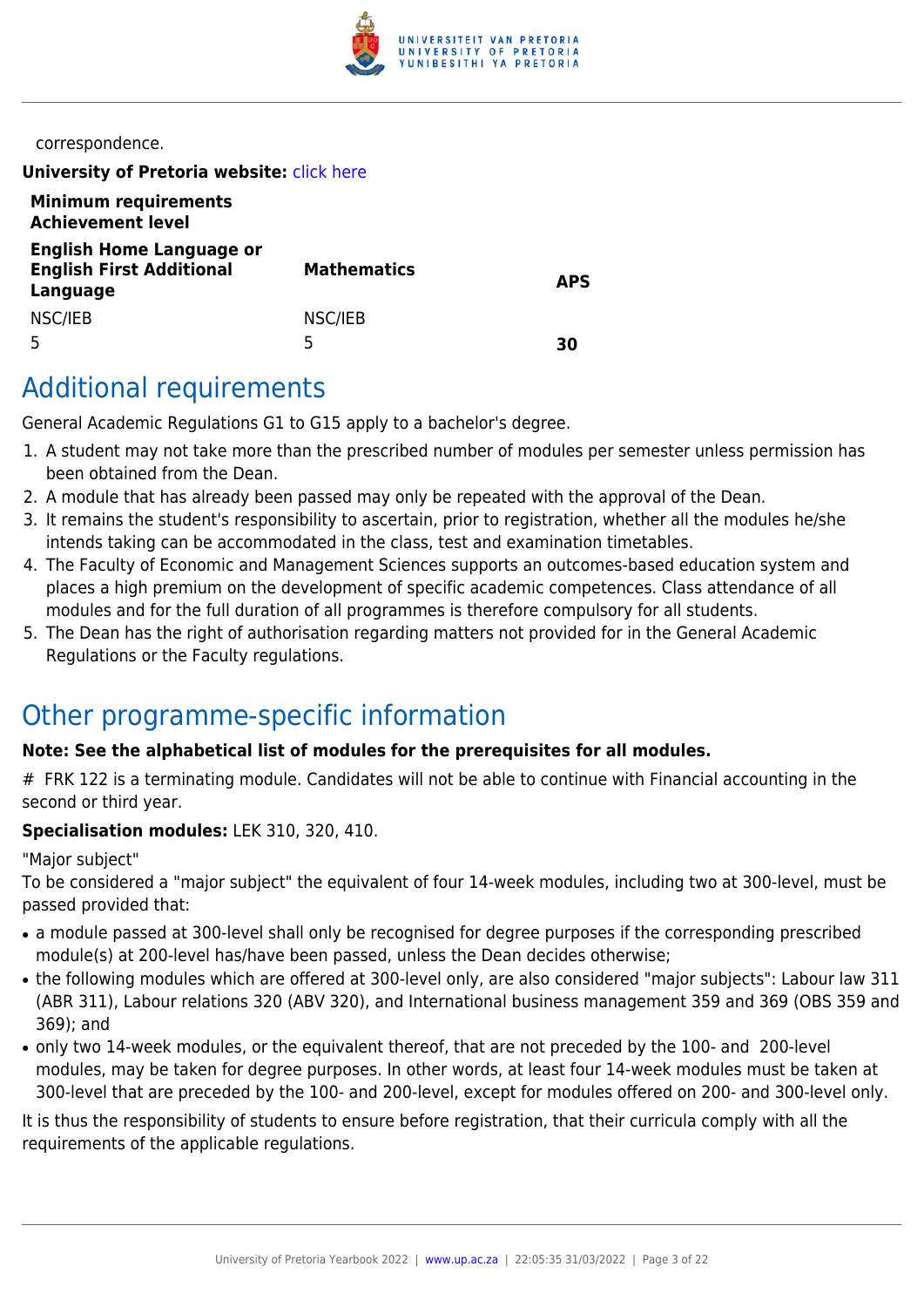correspondence.

**University of Pretoria website:** click here

| **Minimum requirements Achievement level** | | |
|---|---|---|
| **English Home Language or English First Additional Language** | **Mathematics** | **APS** |
| NSC/IEB | NSC/IEB | |
| 5 | 5 | **30** |

## Additional requirements

General Academic Regulations G1 to G15 apply to a bachelor's degree.

1. A student may not take more than the prescribed number of modules per semester unless permission has been obtained from the Dean.
2. A module that has already been passed may only be repeated with the approval of the Dean.
3. It remains the student's responsibility to ascertain, prior to registration, whether all the modules he/she intends taking can be accommodated in the class, test and examination timetables.
4. The Faculty of Economic and Management Sciences supports an outcomes-based education system and places a high premium on the development of specific academic competences. Class attendance of all modules and for the full duration of all programmes is therefore compulsory for all students.
5. The Dean has the right of authorisation regarding matters not provided for in the General Academic Regulations or the Faculty regulations.

## Other programme-specific information

**Note: See the alphabetical list of modules for the prerequisites for all modules.**

# FRK 122 is a terminating module. Candidates will not be able to continue with Financial accounting in the second or third year.

**Specialisation modules:** LEK 310, 320, 410.

"Major subject"

To be considered a "major subject" the equivalent of four 14-week modules, including two at 300-level, must be passed provided that:

- a module passed at 300-level shall only be recognised for degree purposes if the corresponding prescribed module(s) at 200-level has/have been passed, unless the Dean decides otherwise;
- the following modules which are offered at 300-level only, are also considered "major subjects": Labour law 311 (ABR 311), Labour relations 320 (ABV 320), and International business management 359 and 369 (OBS 359 and 369); and
- only two 14-week modules, or the equivalent thereof, that are not preceded by the 100- and 200-level modules, may be taken for degree purposes. In other words, at least four 14-week modules must be taken at 300-level that are preceded by the 100- and 200-level, except for modules offered on 200- and 300-level only.

It is thus the responsibility of students to ensure before registration, that their curricula comply with all the requirements of the applicable regulations.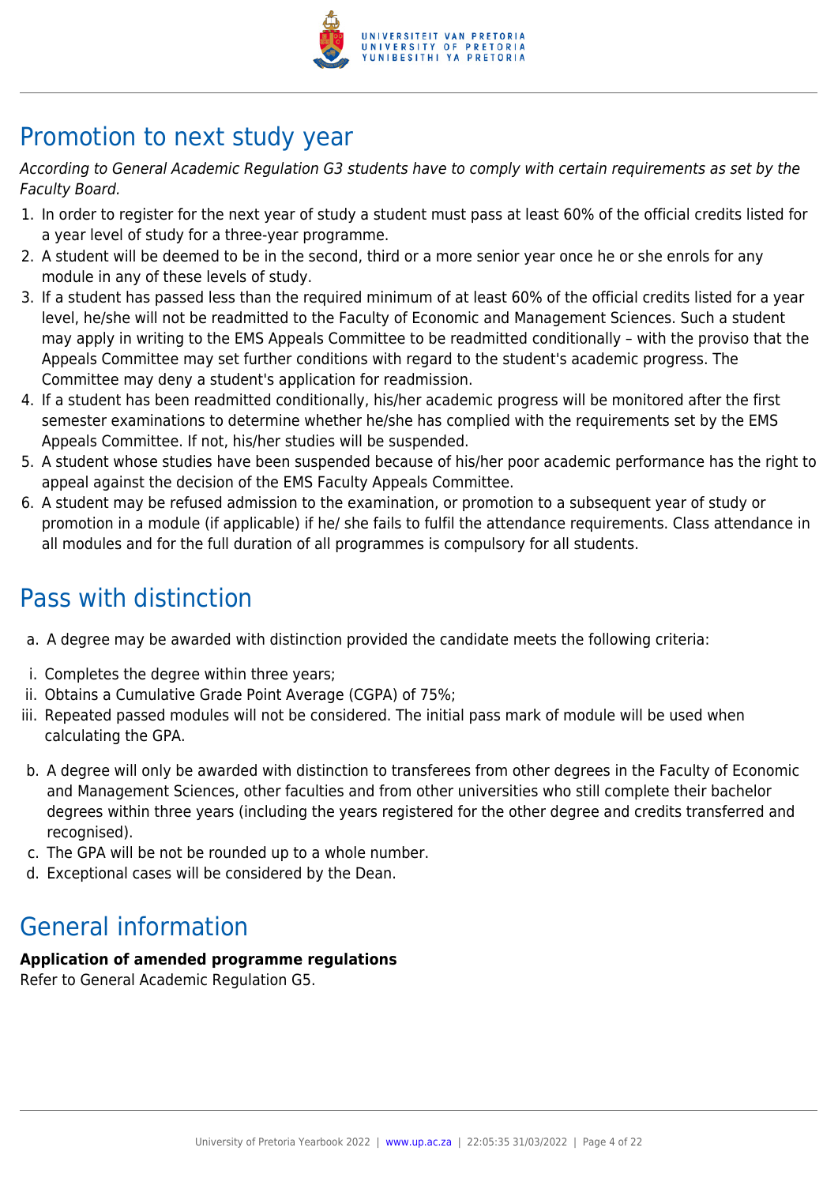## Promotion to next study year

*According to General Academic Regulation G3 students have to comply with certain requirements as set by the Faculty Board.*

1. In order to register for the next year of study a student must pass at least 60% of the official credits listed for a year level of study for a three-year programme.
2. A student will be deemed to be in the second, third or a more senior year once he or she enrols for any module in any of these levels of study.
3. If a student has passed less than the required minimum of at least 60% of the official credits listed for a year level, he/she will not be readmitted to the Faculty of Economic and Management Sciences. Such a student may apply in writing to the EMS Appeals Committee to be readmitted conditionally – with the proviso that the Appeals Committee may set further conditions with regard to the student's academic progress. The Committee may deny a student's application for readmission.
4. If a student has been readmitted conditionally, his/her academic progress will be monitored after the first semester examinations to determine whether he/she has complied with the requirements set by the EMS Appeals Committee. If not, his/her studies will be suspended.
5. A student whose studies have been suspended because of his/her poor academic performance has the right to appeal against the decision of the EMS Faculty Appeals Committee.
6. A student may be refused admission to the examination, or promotion to a subsequent year of study or promotion in a module (if applicable) if he/ she fails to fulfil the attendance requirements. Class attendance in all modules and for the full duration of all programmes is compulsory for all students.

## Pass with distinction

a. A degree may be awarded with distinction provided the candidate meets the following criteria:

i. Completes the degree within three years;
ii. Obtains a Cumulative Grade Point Average (CGPA) of 75%;
iii. Repeated passed modules will not be considered. The initial pass mark of module will be used when calculating the GPA.

b. A degree will only be awarded with distinction to transferees from other degrees in the Faculty of Economic and Management Sciences, other faculties and from other universities who still complete their bachelor degrees within three years (including the years registered for the other degree and credits transferred and recognised).
c. The GPA will be not be rounded up to a whole number.
d. Exceptional cases will be considered by the Dean.

## General information

**Application of amended programme regulations**
Refer to General Academic Regulation G5.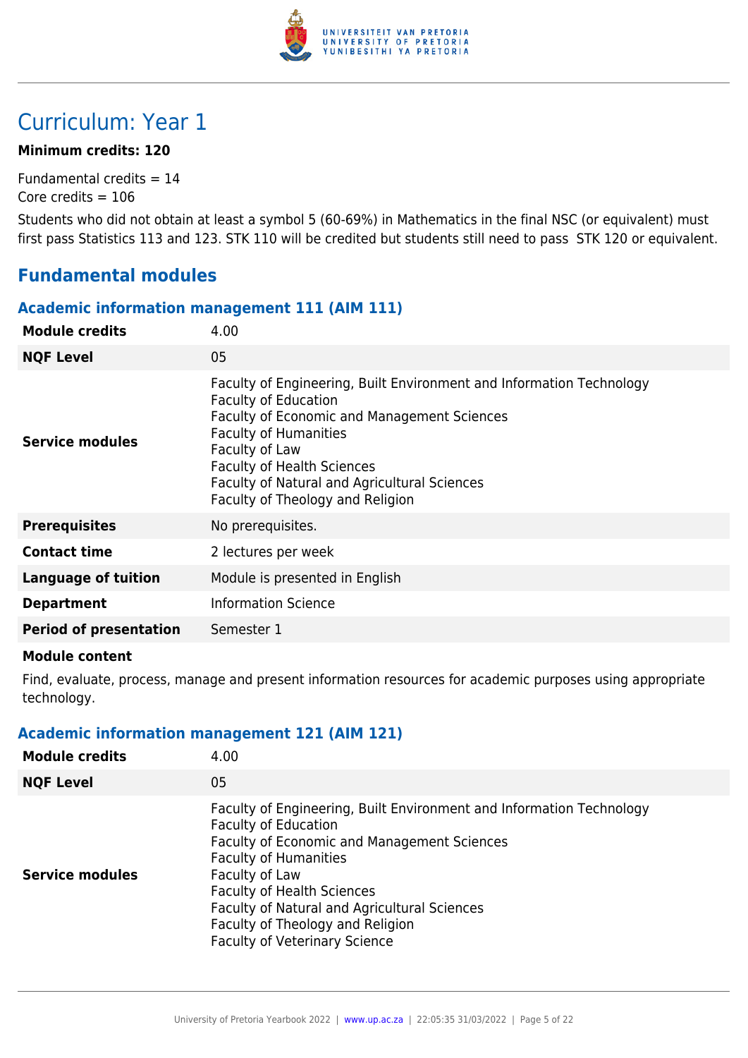# Curriculum: Year 1

**Minimum credits: 120**

Fundamental credits = 14
Core credits = 106

Students who did not obtain at least a symbol 5 (60-69%) in Mathematics in the final NSC (or equivalent) must first pass Statistics 113 and 123. STK 110 will be credited but students still need to pass STK 120 or equivalent.

## Fundamental modules

### Academic information management 111 (AIM 111)

| | |
|---|---|
| **Module credits** | 4.00 |
| **NQF Level** | 05 |
| **Service modules** | Faculty of Engineering, Built Environment and Information Technology<br>Faculty of Education<br>Faculty of Economic and Management Sciences<br>Faculty of Humanities<br>Faculty of Law<br>Faculty of Health Sciences<br>Faculty of Natural and Agricultural Sciences<br>Faculty of Theology and Religion |
| **Prerequisites** | No prerequisites. |
| **Contact time** | 2 lectures per week |
| **Language of tuition** | Module is presented in English |
| **Department** | Information Science |
| **Period of presentation** | Semester 1 |

**Module content**

Find, evaluate, process, manage and present information resources for academic purposes using appropriate technology.

### Academic information management 121 (AIM 121)

| | |
|---|---|
| **Module credits** | 4.00 |
| **NQF Level** | 05 |
| **Service modules** | Faculty of Engineering, Built Environment and Information Technology<br>Faculty of Education<br>Faculty of Economic and Management Sciences<br>Faculty of Humanities<br>Faculty of Law<br>Faculty of Health Sciences<br>Faculty of Natural and Agricultural Sciences<br>Faculty of Theology and Religion<br>Faculty of Veterinary Science |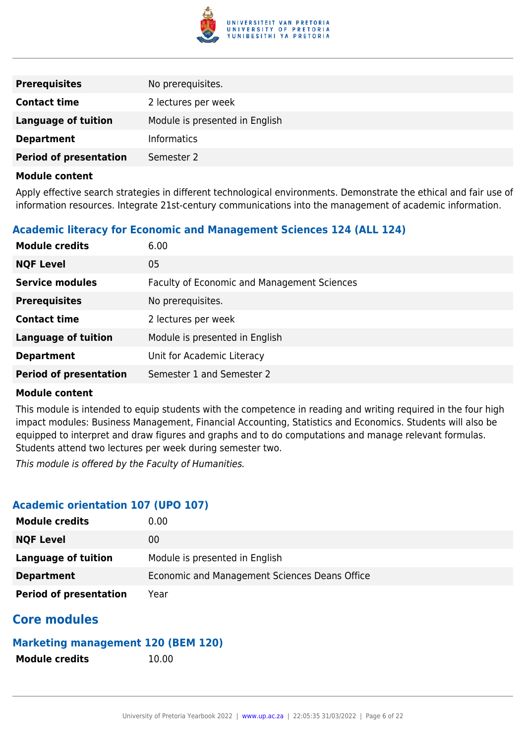| | |
|---|---|
| **Prerequisites** | No prerequisites. |
| **Contact time** | 2 lectures per week |
| **Language of tuition** | Module is presented in English |
| **Department** | Informatics |
| **Period of presentation** | Semester 2 |

**Module content**

Apply effective search strategies in different technological environments. Demonstrate the ethical and fair use of information resources. Integrate 21st-century communications into the management of academic information.

### Academic literacy for Economic and Management Sciences 124 (ALL 124)

| | |
|---|---|
| **Module credits** | 6.00 |
| **NQF Level** | 05 |
| **Service modules** | Faculty of Economic and Management Sciences |
| **Prerequisites** | No prerequisites. |
| **Contact time** | 2 lectures per week |
| **Language of tuition** | Module is presented in English |
| **Department** | Unit for Academic Literacy |
| **Period of presentation** | Semester 1 and Semester 2 |

**Module content**

This module is intended to equip students with the competence in reading and writing required in the four high impact modules: Business Management, Financial Accounting, Statistics and Economics. Students will also be equipped to interpret and draw figures and graphs and to do computations and manage relevant formulas. Students attend two lectures per week during semester two.

*This module is offered by the Faculty of Humanities.*

### Academic orientation 107 (UPO 107)

| | |
|---|---|
| **Module credits** | 0.00 |
| **NQF Level** | 00 |
| **Language of tuition** | Module is presented in English |
| **Department** | Economic and Management Sciences Deans Office |
| **Period of presentation** | Year |

## Core modules

### Marketing management 120 (BEM 120)

| | |
|---|---|
| **Module credits** | 10.00 |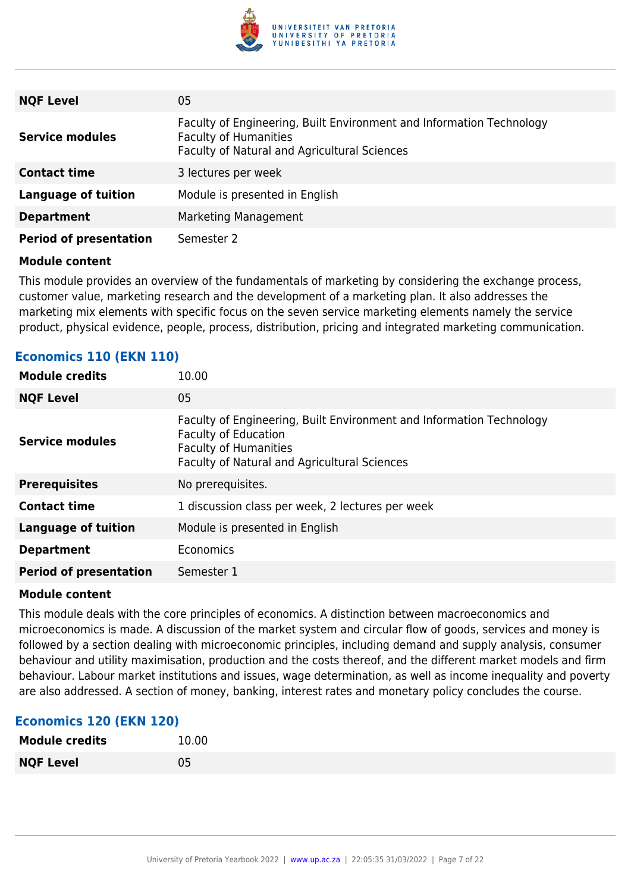| | |
|---|---|
| **NQF Level** | 05 |
| **Service modules** | Faculty of Engineering, Built Environment and Information Technology<br>Faculty of Humanities<br>Faculty of Natural and Agricultural Sciences |
| **Contact time** | 3 lectures per week |
| **Language of tuition** | Module is presented in English |
| **Department** | Marketing Management |
| **Period of presentation** | Semester 2 |

**Module content**

This module provides an overview of the fundamentals of marketing by considering the exchange process, customer value, marketing research and the development of a marketing plan. It also addresses the marketing mix elements with specific focus on the seven service marketing elements namely the service product, physical evidence, people, process, distribution, pricing and integrated marketing communication.

### Economics 110 (EKN 110)

| | |
|---|---|
| **Module credits** | 10.00 |
| **NQF Level** | 05 |
| **Service modules** | Faculty of Engineering, Built Environment and Information Technology<br>Faculty of Education<br>Faculty of Humanities<br>Faculty of Natural and Agricultural Sciences |
| **Prerequisites** | No prerequisites. |
| **Contact time** | 1 discussion class per week, 2 lectures per week |
| **Language of tuition** | Module is presented in English |
| **Department** | Economics |
| **Period of presentation** | Semester 1 |

**Module content**

This module deals with the core principles of economics. A distinction between macroeconomics and microeconomics is made. A discussion of the market system and circular flow of goods, services and money is followed by a section dealing with microeconomic principles, including demand and supply analysis, consumer behaviour and utility maximisation, production and the costs thereof, and the different market models and firm behaviour. Labour market institutions and issues, wage determination, as well as income inequality and poverty are also addressed. A section of money, banking, interest rates and monetary policy concludes the course.

### Economics 120 (EKN 120)

| | |
|---|---|
| **Module credits** | 10.00 |
| **NQF Level** | 05 |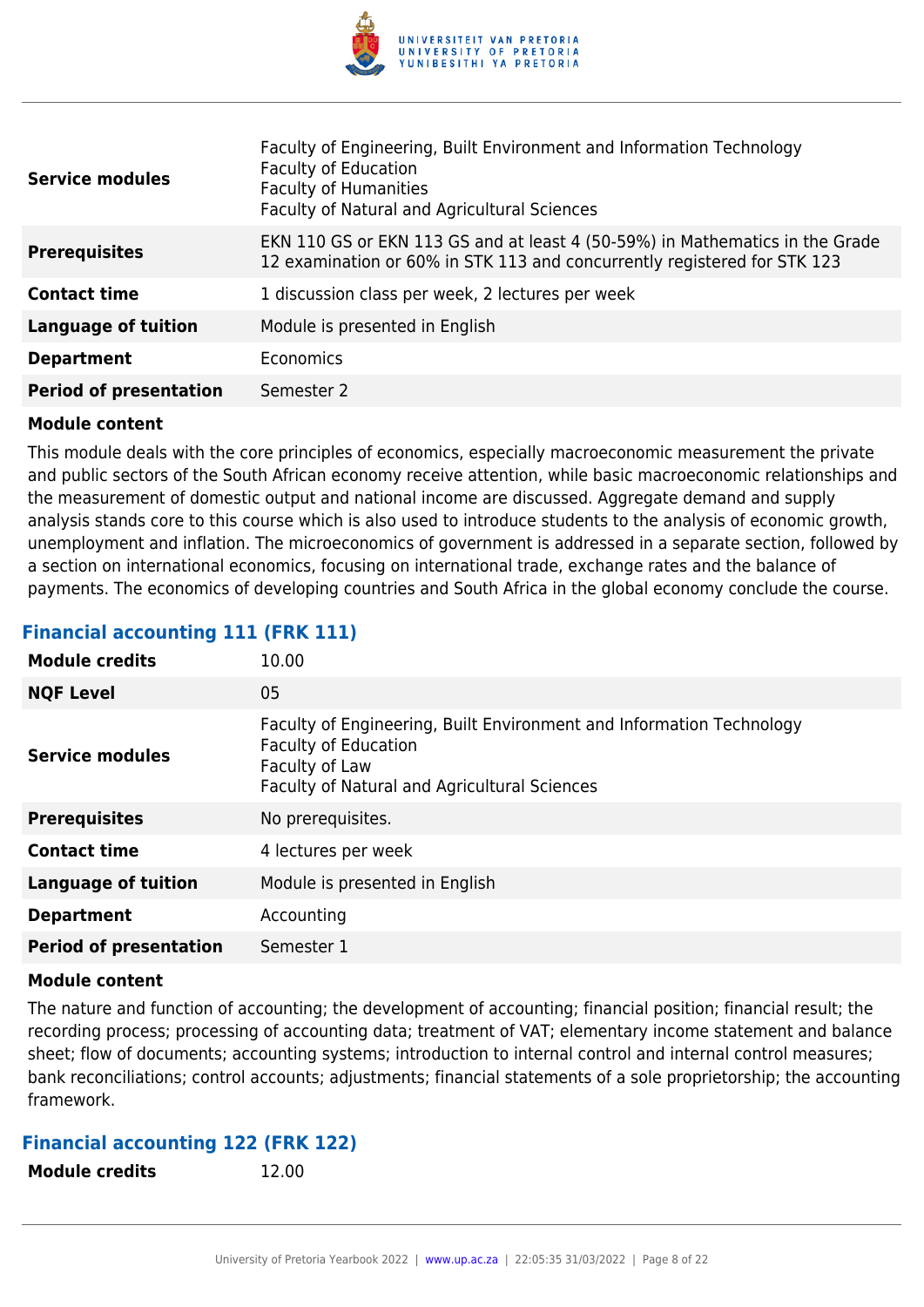| | |
|---|---|
| **Service modules** | Faculty of Engineering, Built Environment and Information Technology<br>Faculty of Education<br>Faculty of Humanities<br>Faculty of Natural and Agricultural Sciences |
| **Prerequisites** | EKN 110 GS or EKN 113 GS and at least 4 (50-59%) in Mathematics in the Grade 12 examination or 60% in STK 113 and concurrently registered for STK 123 |
| **Contact time** | 1 discussion class per week, 2 lectures per week |
| **Language of tuition** | Module is presented in English |
| **Department** | Economics |
| **Period of presentation** | Semester 2 |

**Module content**

This module deals with the core principles of economics, especially macroeconomic measurement the private and public sectors of the South African economy receive attention, while basic macroeconomic relationships and the measurement of domestic output and national income are discussed. Aggregate demand and supply analysis stands core to this course which is also used to introduce students to the analysis of economic growth, unemployment and inflation. The microeconomics of government is addressed in a separate section, followed by a section on international economics, focusing on international trade, exchange rates and the balance of payments. The economics of developing countries and South Africa in the global economy conclude the course.

### Financial accounting 111 (FRK 111)

| | |
|---|---|
| **Module credits** | 10.00 |
| **NQF Level** | 05 |
| **Service modules** | Faculty of Engineering, Built Environment and Information Technology<br>Faculty of Education<br>Faculty of Law<br>Faculty of Natural and Agricultural Sciences |
| **Prerequisites** | No prerequisites. |
| **Contact time** | 4 lectures per week |
| **Language of tuition** | Module is presented in English |
| **Department** | Accounting |
| **Period of presentation** | Semester 1 |

**Module content**

The nature and function of accounting; the development of accounting; financial position; financial result; the recording process; processing of accounting data; treatment of VAT; elementary income statement and balance sheet; flow of documents; accounting systems; introduction to internal control and internal control measures; bank reconciliations; control accounts; adjustments; financial statements of a sole proprietorship; the accounting framework.

### Financial accounting 122 (FRK 122)

| | |
|---|---|
| **Module credits** | 12.00 |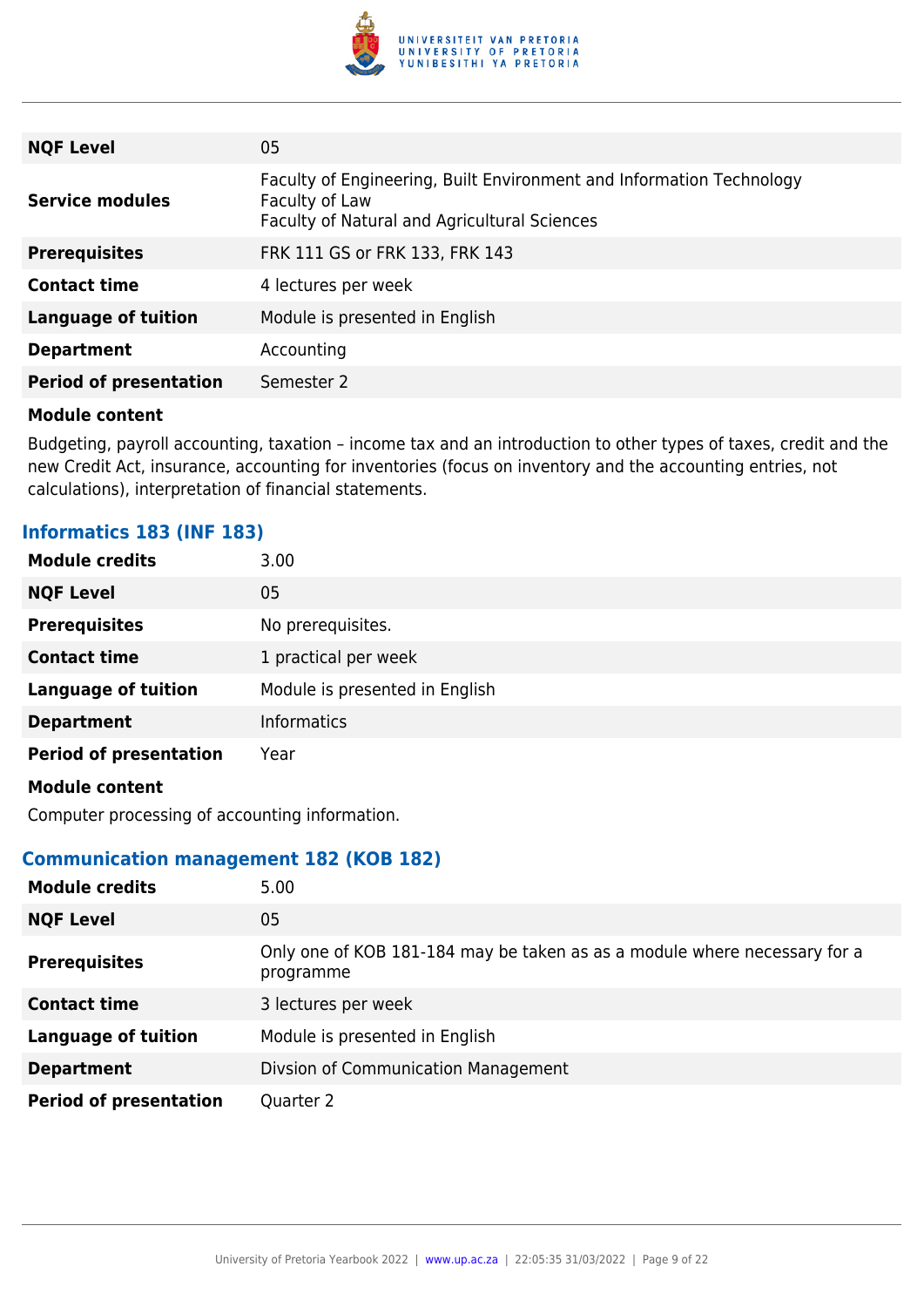| | |
|---|---|
| **NQF Level** | 05 |
| **Service modules** | Faculty of Engineering, Built Environment and Information Technology<br>Faculty of Law<br>Faculty of Natural and Agricultural Sciences |
| **Prerequisites** | FRK 111 GS or FRK 133, FRK 143 |
| **Contact time** | 4 lectures per week |
| **Language of tuition** | Module is presented in English |
| **Department** | Accounting |
| **Period of presentation** | Semester 2 |

**Module content**

Budgeting, payroll accounting, taxation – income tax and an introduction to other types of taxes, credit and the new Credit Act, insurance, accounting for inventories (focus on inventory and the accounting entries, not calculations), interpretation of financial statements.

### Informatics 183 (INF 183)

| | |
|---|---|
| **Module credits** | 3.00 |
| **NQF Level** | 05 |
| **Prerequisites** | No prerequisites. |
| **Contact time** | 1 practical per week |
| **Language of tuition** | Module is presented in English |
| **Department** | Informatics |
| **Period of presentation** | Year |

**Module content**

Computer processing of accounting information.

### Communication management 182 (KOB 182)

| | |
|---|---|
| **Module credits** | 5.00 |
| **NQF Level** | 05 |
| **Prerequisites** | Only one of KOB 181-184 may be taken as as a module where necessary for a programme |
| **Contact time** | 3 lectures per week |
| **Language of tuition** | Module is presented in English |
| **Department** | Divsion of Communication Management |
| **Period of presentation** | Quarter 2 |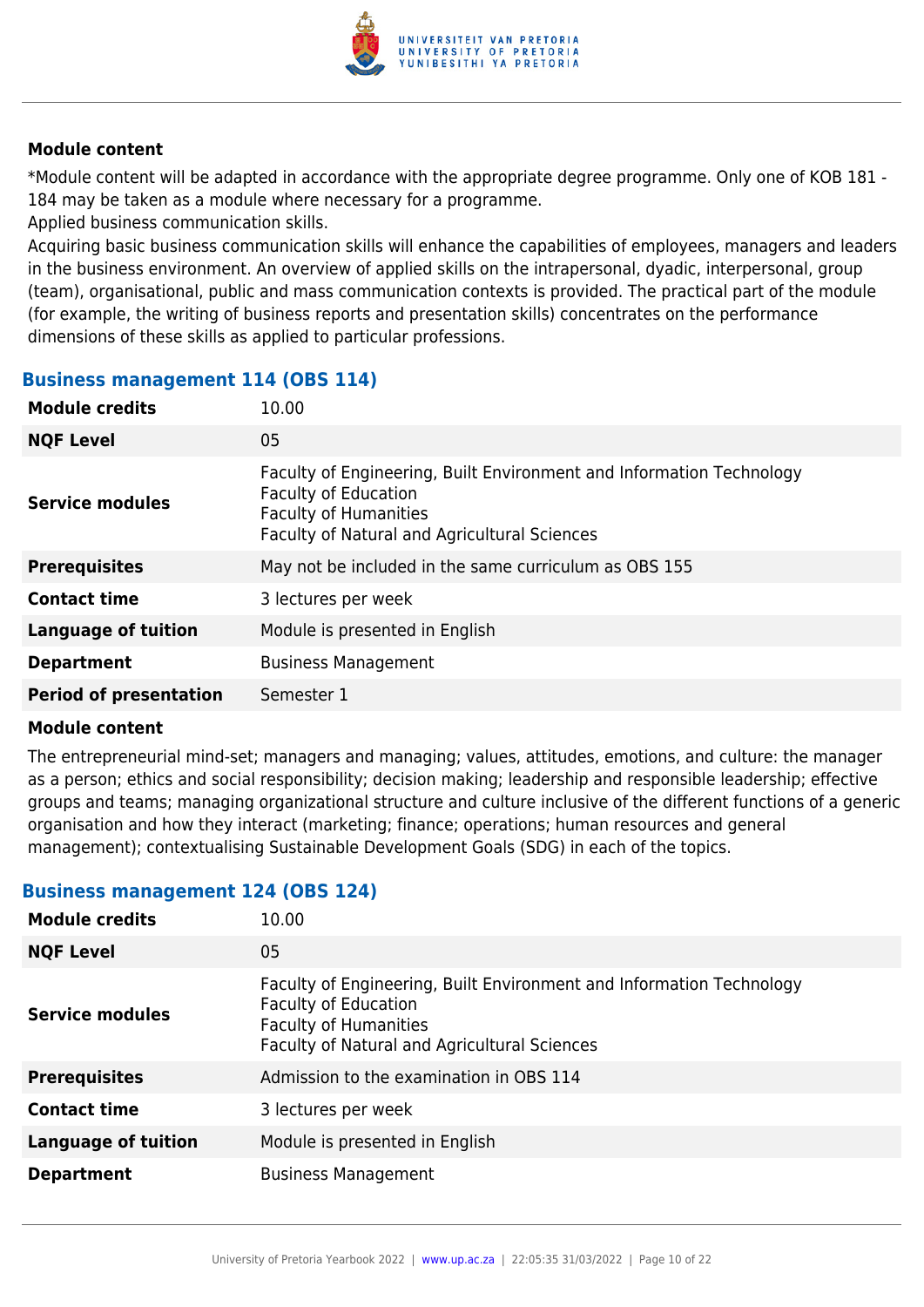#### Module content

*Module content will be adapted in accordance with the appropriate degree programme. Only one of KOB 181 - 184 may be taken as a module where necessary for a programme.
Applied business communication skills.
Acquiring basic business communication skills will enhance the capabilities of employees, managers and leaders in the business environment. An overview of applied skills on the intrapersonal, dyadic, interpersonal, group (team), organisational, public and mass communication contexts is provided. The practical part of the module (for example, the writing of business reports and presentation skills) concentrates on the performance dimensions of these skills as applied to particular professions.

### Business management 114 (OBS 114)

| | |
|---|---|
| **Module credits** | 10.00 |
| **NQF Level** | 05 |
| **Service modules** | Faculty of Engineering, Built Environment and Information Technology<br>Faculty of Education<br>Faculty of Humanities<br>Faculty of Natural and Agricultural Sciences |
| **Prerequisites** | May not be included in the same curriculum as OBS 155 |
| **Contact time** | 3 lectures per week |
| **Language of tuition** | Module is presented in English |
| **Department** | Business Management |
| **Period of presentation** | Semester 1 |

#### Module content

The entrepreneurial mind-set; managers and managing; values, attitudes, emotions, and culture: the manager as a person; ethics and social responsibility; decision making; leadership and responsible leadership; effective groups and teams; managing organizational structure and culture inclusive of the different functions of a generic organisation and how they interact (marketing; finance; operations; human resources and general management); contextualising Sustainable Development Goals (SDG) in each of the topics.

### Business management 124 (OBS 124)

| | |
|---|---|
| **Module credits** | 10.00 |
| **NQF Level** | 05 |
| **Service modules** | Faculty of Engineering, Built Environment and Information Technology<br>Faculty of Education<br>Faculty of Humanities<br>Faculty of Natural and Agricultural Sciences |
| **Prerequisites** | Admission to the examination in OBS 114 |
| **Contact time** | 3 lectures per week |
| **Language of tuition** | Module is presented in English |
| **Department** | Business Management |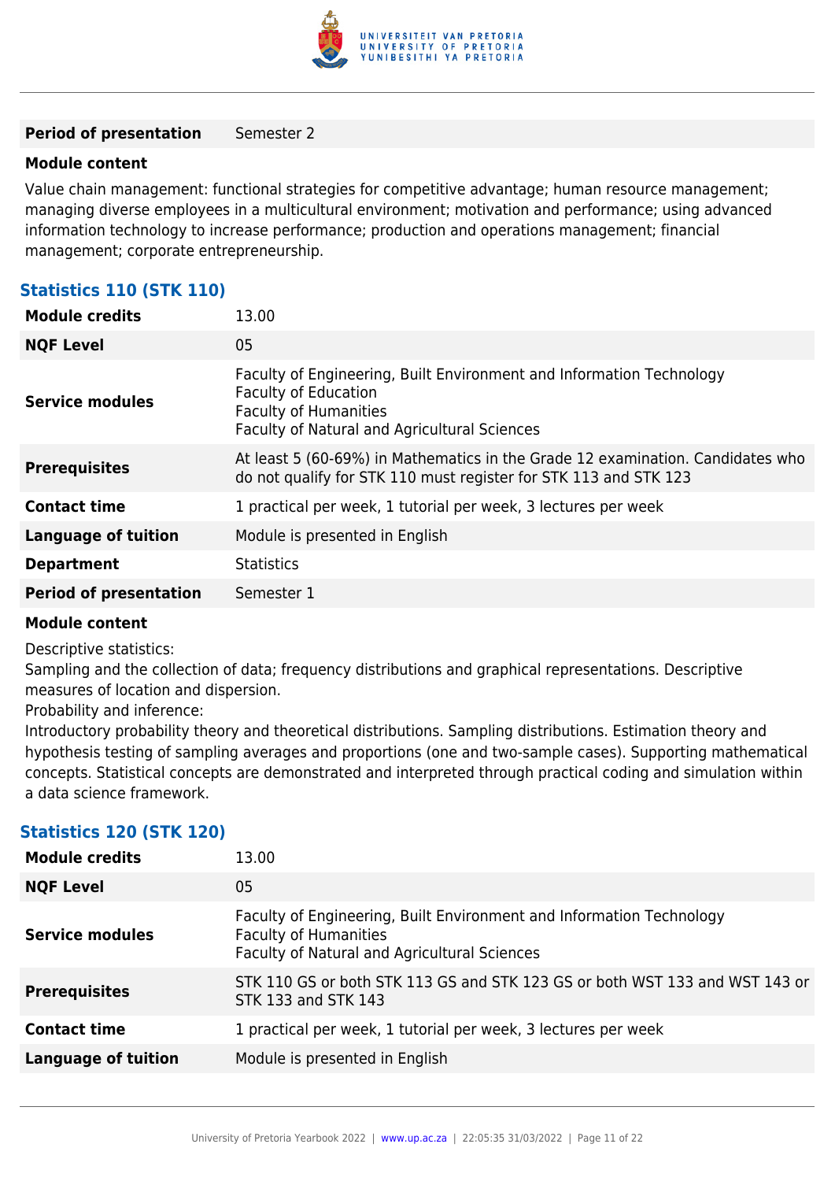| | |
|---|---|
| **Period of presentation** | Semester 2 |

**Module content**

Value chain management: functional strategies for competitive advantage; human resource management; managing diverse employees in a multicultural environment; motivation and performance; using advanced information technology to increase performance; production and operations management; financial management; corporate entrepreneurship.

### Statistics 110 (STK 110)

| | |
|---|---|
| **Module credits** | 13.00 |
| **NQF Level** | 05 |
| **Service modules** | Faculty of Engineering, Built Environment and Information Technology<br>Faculty of Education<br>Faculty of Humanities<br>Faculty of Natural and Agricultural Sciences |
| **Prerequisites** | At least 5 (60-69%) in Mathematics in the Grade 12 examination. Candidates who do not qualify for STK 110 must register for STK 113 and STK 123 |
| **Contact time** | 1 practical per week, 1 tutorial per week, 3 lectures per week |
| **Language of tuition** | Module is presented in English |
| **Department** | Statistics |
| **Period of presentation** | Semester 1 |

**Module content**

Descriptive statistics:
Sampling and the collection of data; frequency distributions and graphical representations. Descriptive measures of location and dispersion.
Probability and inference:
Introductory probability theory and theoretical distributions. Sampling distributions. Estimation theory and hypothesis testing of sampling averages and proportions (one and two-sample cases). Supporting mathematical concepts. Statistical concepts are demonstrated and interpreted through practical coding and simulation within a data science framework.

### Statistics 120 (STK 120)

| | |
|---|---|
| **Module credits** | 13.00 |
| **NQF Level** | 05 |
| **Service modules** | Faculty of Engineering, Built Environment and Information Technology<br>Faculty of Humanities<br>Faculty of Natural and Agricultural Sciences |
| **Prerequisites** | STK 110 GS or both STK 113 GS and STK 123 GS or both WST 133 and WST 143 or STK 133 and STK 143 |
| **Contact time** | 1 practical per week, 1 tutorial per week, 3 lectures per week |
| **Language of tuition** | Module is presented in English |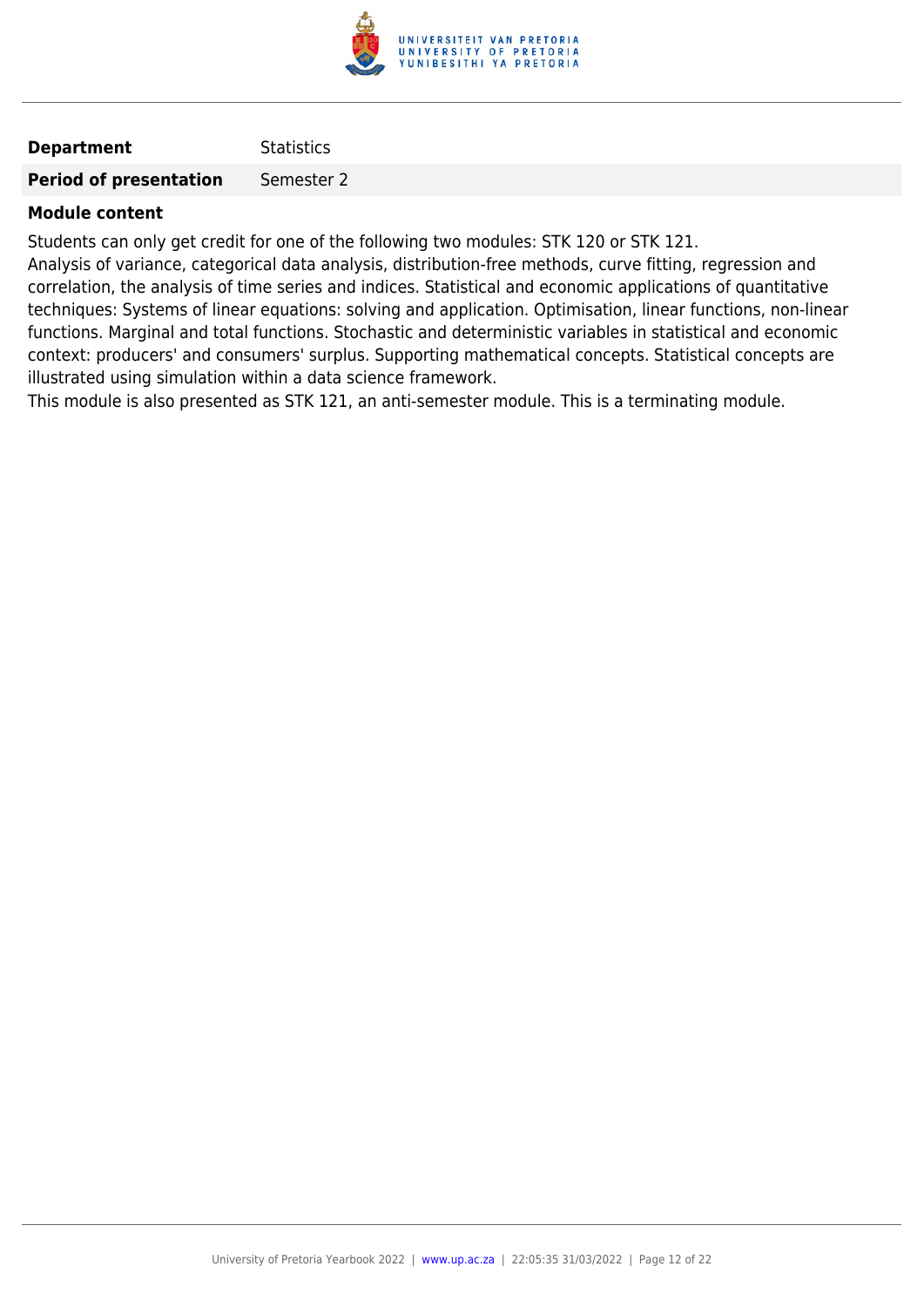| **Department** | Statistics |
| --- | --- |
| **Period of presentation** | Semester 2 |

**Module content**

Students can only get credit for one of the following two modules: STK 120 or STK 121.
Analysis of variance, categorical data analysis, distribution-free methods, curve fitting, regression and correlation, the analysis of time series and indices. Statistical and economic applications of quantitative techniques: Systems of linear equations: solving and application. Optimisation, linear functions, non-linear functions. Marginal and total functions. Stochastic and deterministic variables in statistical and economic context: producers' and consumers' surplus. Supporting mathematical concepts. Statistical concepts are illustrated using simulation within a data science framework.
This module is also presented as STK 121, an anti-semester module. This is a terminating module.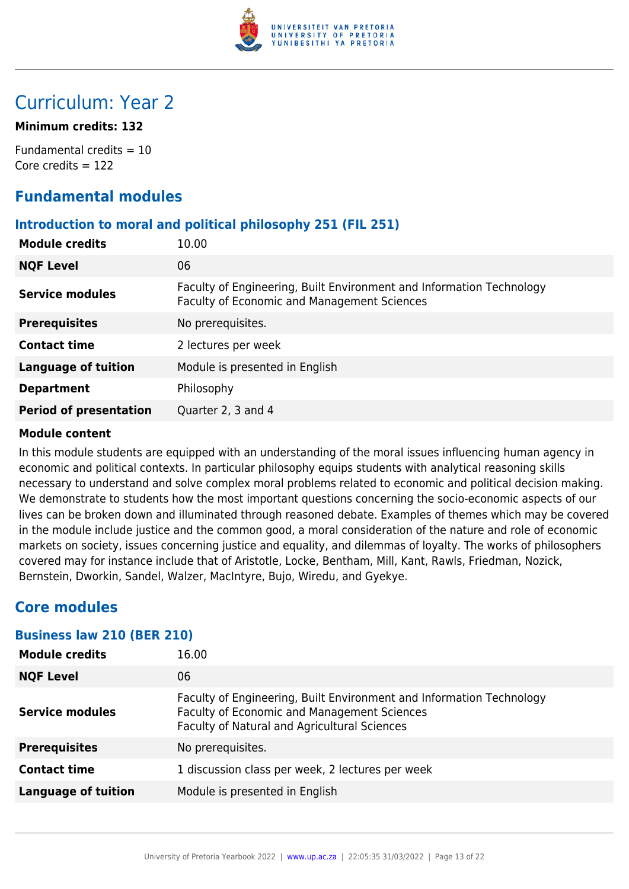# Curriculum: Year 2

**Minimum credits: 132**

Fundamental credits = 10
Core credits = 122

## Fundamental modules

### Introduction to moral and political philosophy 251 (FIL 251)

| | |
|---|---|
| **Module credits** | 10.00 |
| **NQF Level** | 06 |
| **Service modules** | Faculty of Engineering, Built Environment and Information Technology<br>Faculty of Economic and Management Sciences |
| **Prerequisites** | No prerequisites. |
| **Contact time** | 2 lectures per week |
| **Language of tuition** | Module is presented in English |
| **Department** | Philosophy |
| **Period of presentation** | Quarter 2, 3 and 4 |

**Module content**

In this module students are equipped with an understanding of the moral issues influencing human agency in economic and political contexts. In particular philosophy equips students with analytical reasoning skills necessary to understand and solve complex moral problems related to economic and political decision making. We demonstrate to students how the most important questions concerning the socio-economic aspects of our lives can be broken down and illuminated through reasoned debate. Examples of themes which may be covered in the module include justice and the common good, a moral consideration of the nature and role of economic markets on society, issues concerning justice and equality, and dilemmas of loyalty. The works of philosophers covered may for instance include that of Aristotle, Locke, Bentham, Mill, Kant, Rawls, Friedman, Nozick, Bernstein, Dworkin, Sandel, Walzer, MacIntyre, Bujo, Wiredu, and Gyekye.

## Core modules

### Business law 210 (BER 210)

| | |
|---|---|
| **Module credits** | 16.00 |
| **NQF Level** | 06 |
| **Service modules** | Faculty of Engineering, Built Environment and Information Technology<br>Faculty of Economic and Management Sciences<br>Faculty of Natural and Agricultural Sciences |
| **Prerequisites** | No prerequisites. |
| **Contact time** | 1 discussion class per week, 2 lectures per week |
| **Language of tuition** | Module is presented in English |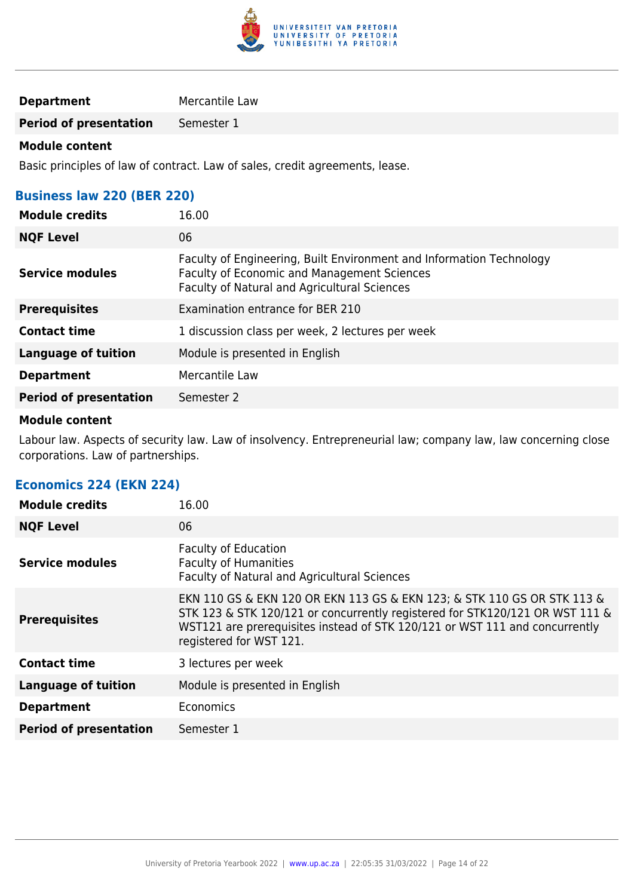| | |
|---|---|
| **Department** | Mercantile Law |
| **Period of presentation** | Semester 1 |

**Module content**

Basic principles of law of contract. Law of sales, credit agreements, lease.

### Business law 220 (BER 220)

| | |
|---|---|
| **Module credits** | 16.00 |
| **NQF Level** | 06 |
| **Service modules** | Faculty of Engineering, Built Environment and Information Technology<br>Faculty of Economic and Management Sciences<br>Faculty of Natural and Agricultural Sciences |
| **Prerequisites** | Examination entrance for BER 210 |
| **Contact time** | 1 discussion class per week, 2 lectures per week |
| **Language of tuition** | Module is presented in English |
| **Department** | Mercantile Law |
| **Period of presentation** | Semester 2 |

**Module content**

Labour law. Aspects of security law. Law of insolvency. Entrepreneurial law; company law, law concerning close corporations. Law of partnerships.

### Economics 224 (EKN 224)

| | |
|---|---|
| **Module credits** | 16.00 |
| **NQF Level** | 06 |
| **Service modules** | Faculty of Education<br>Faculty of Humanities<br>Faculty of Natural and Agricultural Sciences |
| **Prerequisites** | EKN 110 GS & EKN 120 OR EKN 113 GS & EKN 123; & STK 110 GS OR STK 113 & STK 123 & STK 120/121 or concurrently registered for STK120/121 OR WST 111 & WST121 are prerequisites instead of STK 120/121 or WST 111 and concurrently registered for WST 121. |
| **Contact time** | 3 lectures per week |
| **Language of tuition** | Module is presented in English |
| **Department** | Economics |
| **Period of presentation** | Semester 1 |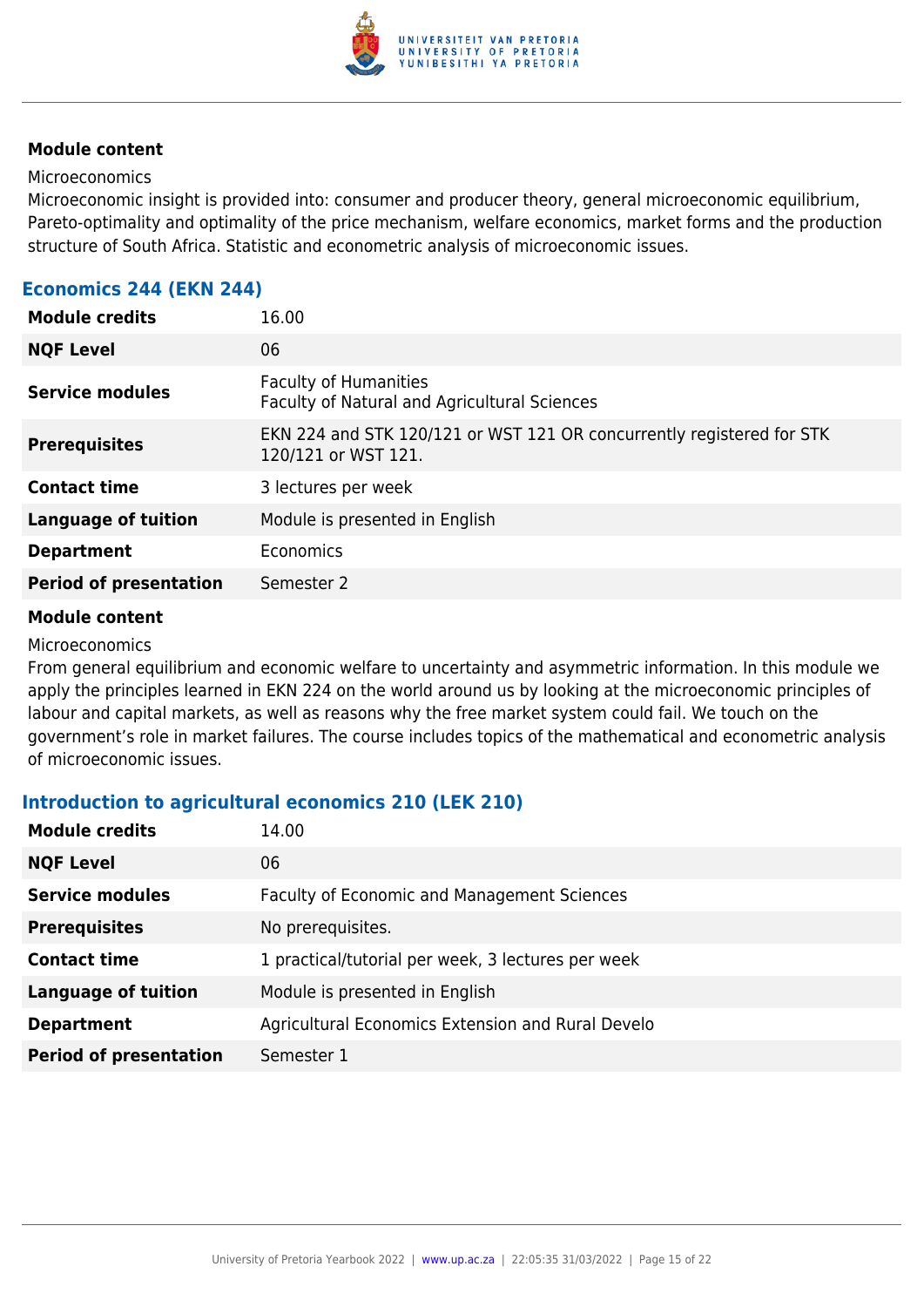**Module content**

Microeconomics

Microeconomic insight is provided into: consumer and producer theory, general microeconomic equilibrium, Pareto-optimality and optimality of the price mechanism, welfare economics, market forms and the production structure of South Africa. Statistic and econometric analysis of microeconomic issues.

### Economics 244 (EKN 244)

| | |
|---|---|
| **Module credits** | 16.00 |
| **NQF Level** | 06 |
| **Service modules** | Faculty of Humanities<br>Faculty of Natural and Agricultural Sciences |
| **Prerequisites** | EKN 224 and STK 120/121 or WST 121 OR concurrently registered for STK 120/121 or WST 121. |
| **Contact time** | 3 lectures per week |
| **Language of tuition** | Module is presented in English |
| **Department** | Economics |
| **Period of presentation** | Semester 2 |

**Module content**

Microeconomics

From general equilibrium and economic welfare to uncertainty and asymmetric information. In this module we apply the principles learned in EKN 224 on the world around us by looking at the microeconomic principles of labour and capital markets, as well as reasons why the free market system could fail. We touch on the government's role in market failures. The course includes topics of the mathematical and econometric analysis of microeconomic issues.

### Introduction to agricultural economics 210 (LEK 210)

| | |
|---|---|
| **Module credits** | 14.00 |
| **NQF Level** | 06 |
| **Service modules** | Faculty of Economic and Management Sciences |
| **Prerequisites** | No prerequisites. |
| **Contact time** | 1 practical/tutorial per week, 3 lectures per week |
| **Language of tuition** | Module is presented in English |
| **Department** | Agricultural Economics Extension and Rural Develo |
| **Period of presentation** | Semester 1 |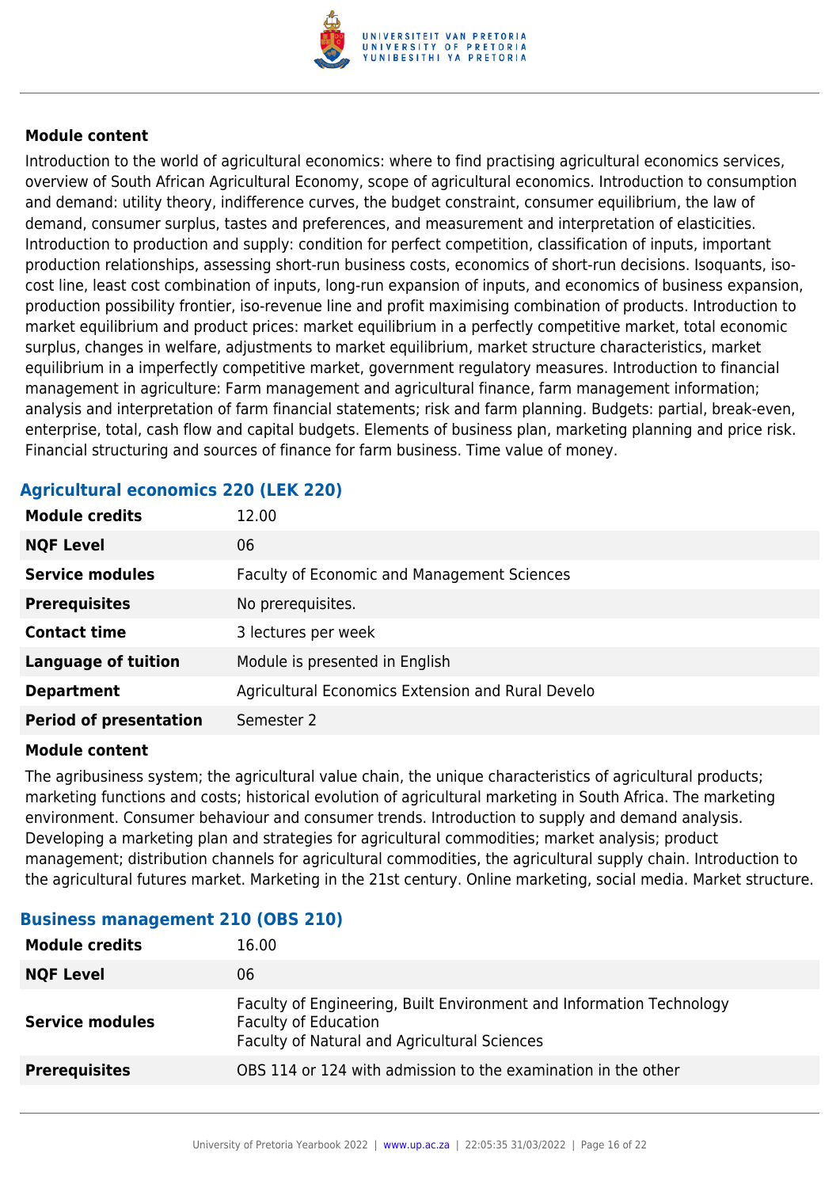#### Module content

Introduction to the world of agricultural economics: where to find practising agricultural economics services, overview of South African Agricultural Economy, scope of agricultural economics. Introduction to consumption and demand: utility theory, indifference curves, the budget constraint, consumer equilibrium, the law of demand, consumer surplus, tastes and preferences, and measurement and interpretation of elasticities. Introduction to production and supply: condition for perfect competition, classification of inputs, important production relationships, assessing short-run business costs, economics of short-run decisions. Isoquants, iso-cost line, least cost combination of inputs, long-run expansion of inputs, and economics of business expansion, production possibility frontier, iso-revenue line and profit maximising combination of products. Introduction to market equilibrium and product prices: market equilibrium in a perfectly competitive market, total economic surplus, changes in welfare, adjustments to market equilibrium, market structure characteristics, market equilibrium in a imperfectly competitive market, government regulatory measures. Introduction to financial management in agriculture: Farm management and agricultural finance, farm management information; analysis and interpretation of farm financial statements; risk and farm planning. Budgets: partial, break-even, enterprise, total, cash flow and capital budgets. Elements of business plan, marketing planning and price risk. Financial structuring and sources of finance for farm business. Time value of money.

### Agricultural economics 220 (LEK 220)

| | |
|---|---|
| **Module credits** | 12.00 |
| **NQF Level** | 06 |
| **Service modules** | Faculty of Economic and Management Sciences |
| **Prerequisites** | No prerequisites. |
| **Contact time** | 3 lectures per week |
| **Language of tuition** | Module is presented in English |
| **Department** | Agricultural Economics Extension and Rural Develo |
| **Period of presentation** | Semester 2 |

#### Module content

The agribusiness system; the agricultural value chain, the unique characteristics of agricultural products; marketing functions and costs; historical evolution of agricultural marketing in South Africa. The marketing environment. Consumer behaviour and consumer trends. Introduction to supply and demand analysis. Developing a marketing plan and strategies for agricultural commodities; market analysis; product management; distribution channels for agricultural commodities, the agricultural supply chain. Introduction to the agricultural futures market. Marketing in the 21st century. Online marketing, social media. Market structure.

### Business management 210 (OBS 210)

| | |
|---|---|
| **Module credits** | 16.00 |
| **NQF Level** | 06 |
| **Service modules** | Faculty of Engineering, Built Environment and Information Technology<br>Faculty of Education<br>Faculty of Natural and Agricultural Sciences |
| **Prerequisites** | OBS 114 or 124 with admission to the examination in the other |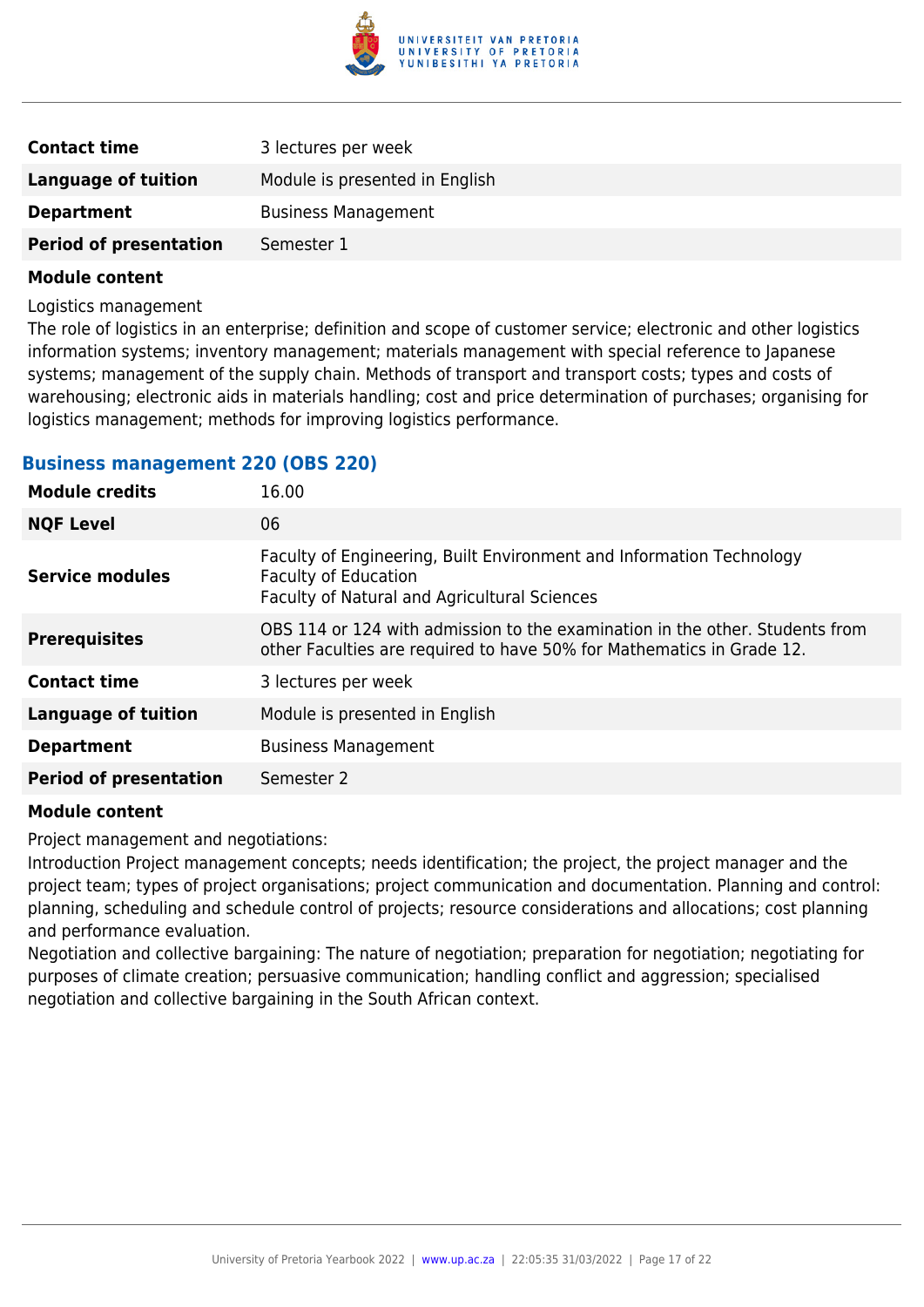| | |
|---|---|
| **Contact time** | 3 lectures per week |
| **Language of tuition** | Module is presented in English |
| **Department** | Business Management |
| **Period of presentation** | Semester 1 |

**Module content**

Logistics management

The role of logistics in an enterprise; definition and scope of customer service; electronic and other logistics information systems; inventory management; materials management with special reference to Japanese systems; management of the supply chain. Methods of transport and transport costs; types and costs of warehousing; electronic aids in materials handling; cost and price determination of purchases; organising for logistics management; methods for improving logistics performance.

### Business management 220 (OBS 220)

| | |
|---|---|
| **Module credits** | 16.00 |
| **NQF Level** | 06 |
| **Service modules** | Faculty of Engineering, Built Environment and Information Technology<br>Faculty of Education<br>Faculty of Natural and Agricultural Sciences |
| **Prerequisites** | OBS 114 or 124 with admission to the examination in the other. Students from other Faculties are required to have 50% for Mathematics in Grade 12. |
| **Contact time** | 3 lectures per week |
| **Language of tuition** | Module is presented in English |
| **Department** | Business Management |
| **Period of presentation** | Semester 2 |

**Module content**

Project management and negotiations:

Introduction Project management concepts; needs identification; the project, the project manager and the project team; types of project organisations; project communication and documentation. Planning and control: planning, scheduling and schedule control of projects; resource considerations and allocations; cost planning and performance evaluation.

Negotiation and collective bargaining: The nature of negotiation; preparation for negotiation; negotiating for purposes of climate creation; persuasive communication; handling conflict and aggression; specialised negotiation and collective bargaining in the South African context.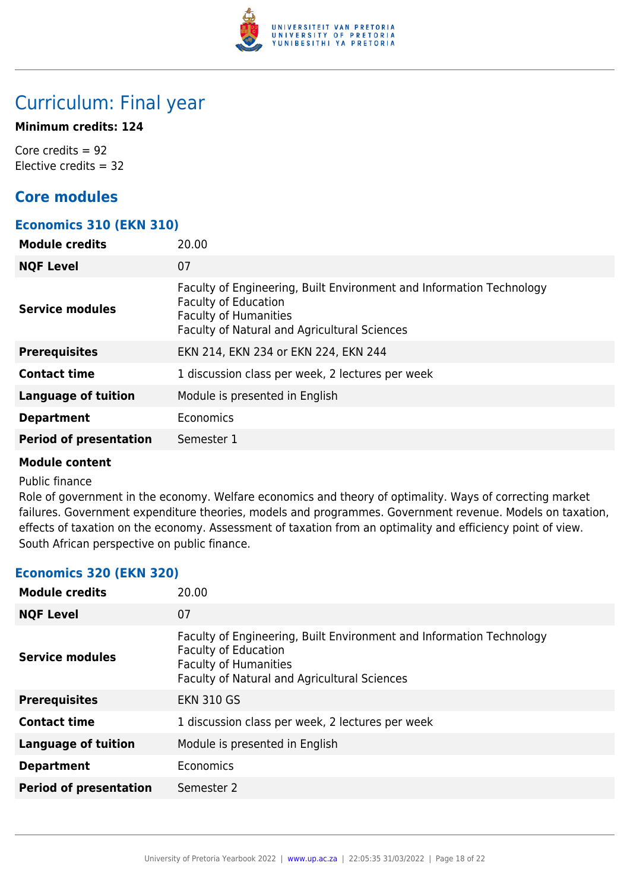# Curriculum: Final year

**Minimum credits: 124**

Core credits = 92
Elective credits = 32

## Core modules

### Economics 310 (EKN 310)

| | |
|---|---|
| **Module credits** | 20.00 |
| **NQF Level** | 07 |
| **Service modules** | Faculty of Engineering, Built Environment and Information Technology<br>Faculty of Education<br>Faculty of Humanities<br>Faculty of Natural and Agricultural Sciences |
| **Prerequisites** | EKN 214, EKN 234 or EKN 224, EKN 244 |
| **Contact time** | 1 discussion class per week, 2 lectures per week |
| **Language of tuition** | Module is presented in English |
| **Department** | Economics |
| **Period of presentation** | Semester 1 |

**Module content**

Public finance

Role of government in the economy. Welfare economics and theory of optimality. Ways of correcting market failures. Government expenditure theories, models and programmes. Government revenue. Models on taxation, effects of taxation on the economy. Assessment of taxation from an optimality and efficiency point of view. South African perspective on public finance.

### Economics 320 (EKN 320)

| | |
|---|---|
| **Module credits** | 20.00 |
| **NQF Level** | 07 |
| **Service modules** | Faculty of Engineering, Built Environment and Information Technology<br>Faculty of Education<br>Faculty of Humanities<br>Faculty of Natural and Agricultural Sciences |
| **Prerequisites** | EKN 310 GS |
| **Contact time** | 1 discussion class per week, 2 lectures per week |
| **Language of tuition** | Module is presented in English |
| **Department** | Economics |
| **Period of presentation** | Semester 2 |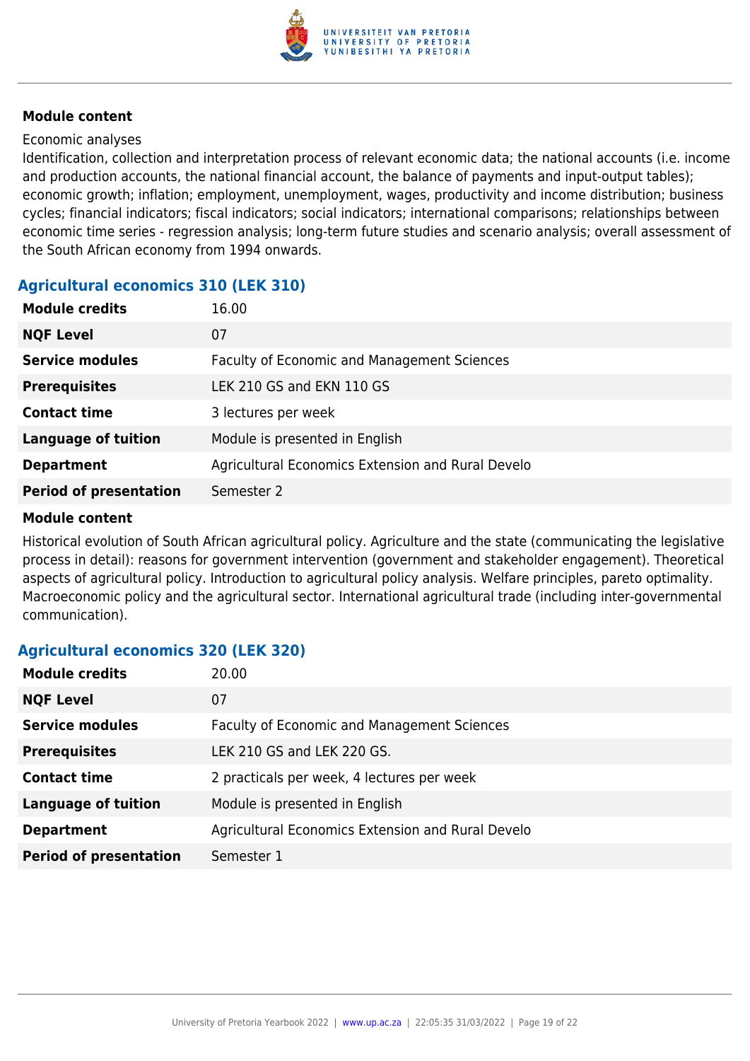**Module content**

Economic analyses
Identification, collection and interpretation process of relevant economic data; the national accounts (i.e. income and production accounts, the national financial account, the balance of payments and input-output tables); economic growth; inflation; employment, unemployment, wages, productivity and income distribution; business cycles; financial indicators; fiscal indicators; social indicators; international comparisons; relationships between economic time series - regression analysis; long-term future studies and scenario analysis; overall assessment of the South African economy from 1994 onwards.

### Agricultural economics 310 (LEK 310)

| | |
|---|---|
| **Module credits** | 16.00 |
| **NQF Level** | 07 |
| **Service modules** | Faculty of Economic and Management Sciences |
| **Prerequisites** | LEK 210 GS and EKN 110 GS |
| **Contact time** | 3 lectures per week |
| **Language of tuition** | Module is presented in English |
| **Department** | Agricultural Economics Extension and Rural Develo |
| **Period of presentation** | Semester 2 |

**Module content**

Historical evolution of South African agricultural policy. Agriculture and the state (communicating the legislative process in detail): reasons for government intervention (government and stakeholder engagement). Theoretical aspects of agricultural policy. Introduction to agricultural policy analysis. Welfare principles, pareto optimality. Macroeconomic policy and the agricultural sector. International agricultural trade (including inter-governmental communication).

### Agricultural economics 320 (LEK 320)

| | |
|---|---|
| **Module credits** | 20.00 |
| **NQF Level** | 07 |
| **Service modules** | Faculty of Economic and Management Sciences |
| **Prerequisites** | LEK 210 GS and LEK 220 GS. |
| **Contact time** | 2 practicals per week, 4 lectures per week |
| **Language of tuition** | Module is presented in English |
| **Department** | Agricultural Economics Extension and Rural Develo |
| **Period of presentation** | Semester 1 |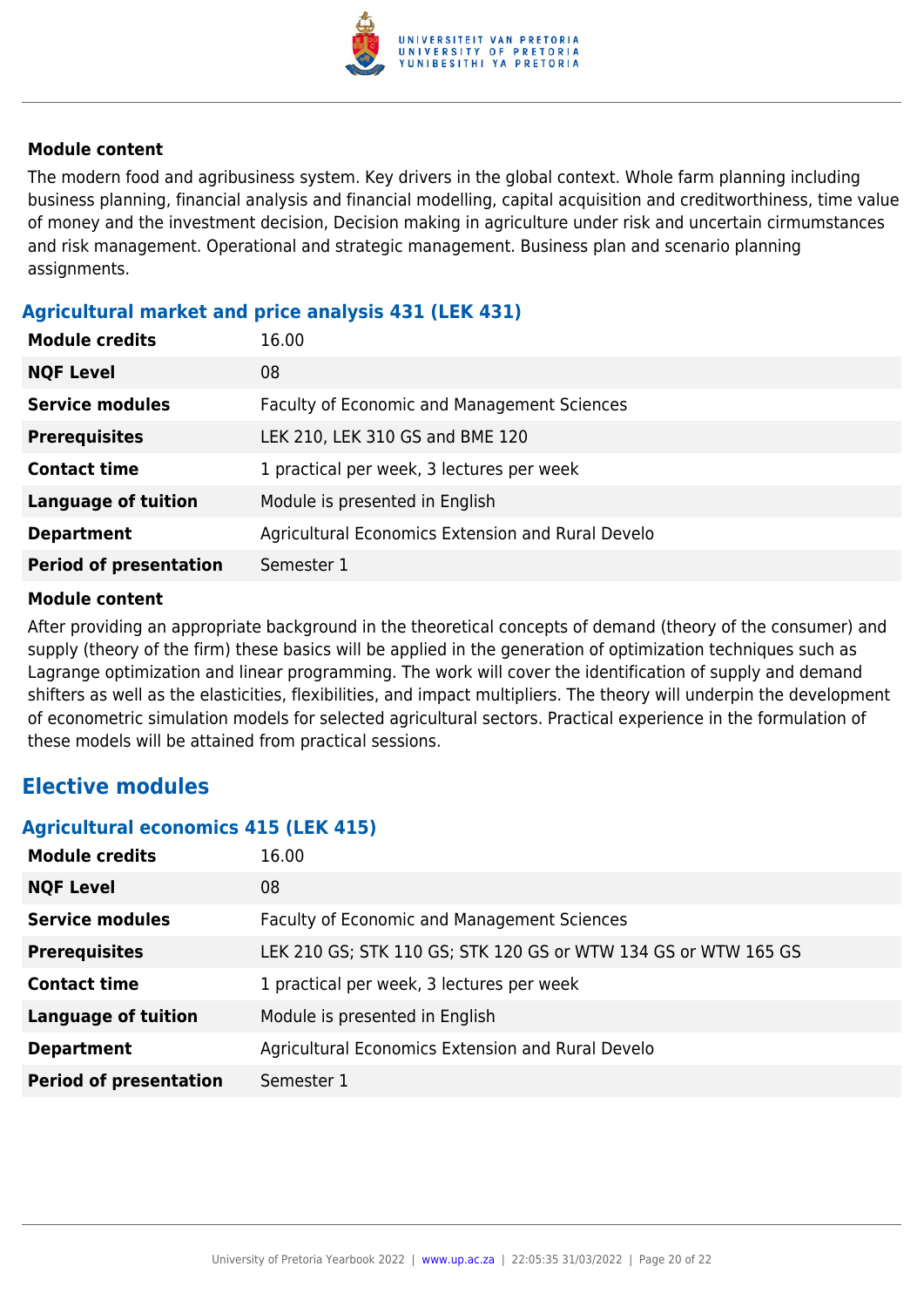#### Module content

The modern food and agribusiness system. Key drivers in the global context. Whole farm planning including business planning, financial analysis and financial modelling, capital acquisition and creditworthiness, time value of money and the investment decision, Decision making in agriculture under risk and uncertain cirmumstances and risk management. Operational and strategic management. Business plan and scenario planning assignments.

### Agricultural market and price analysis 431 (LEK 431)

| | |
|---|---|
| **Module credits** | 16.00 |
| **NQF Level** | 08 |
| **Service modules** | Faculty of Economic and Management Sciences |
| **Prerequisites** | LEK 210, LEK 310 GS and BME 120 |
| **Contact time** | 1 practical per week, 3 lectures per week |
| **Language of tuition** | Module is presented in English |
| **Department** | Agricultural Economics Extension and Rural Develo |
| **Period of presentation** | Semester 1 |

#### Module content

After providing an appropriate background in the theoretical concepts of demand (theory of the consumer) and supply (theory of the firm) these basics will be applied in the generation of optimization techniques such as Lagrange optimization and linear programming. The work will cover the identification of supply and demand shifters as well as the elasticities, flexibilities, and impact multipliers. The theory will underpin the development of econometric simulation models for selected agricultural sectors. Practical experience in the formulation of these models will be attained from practical sessions.

## Elective modules

### Agricultural economics 415 (LEK 415)

| | |
|---|---|
| **Module credits** | 16.00 |
| **NQF Level** | 08 |
| **Service modules** | Faculty of Economic and Management Sciences |
| **Prerequisites** | LEK 210 GS; STK 110 GS; STK 120 GS or WTW 134 GS or WTW 165 GS |
| **Contact time** | 1 practical per week, 3 lectures per week |
| **Language of tuition** | Module is presented in English |
| **Department** | Agricultural Economics Extension and Rural Develo |
| **Period of presentation** | Semester 1 |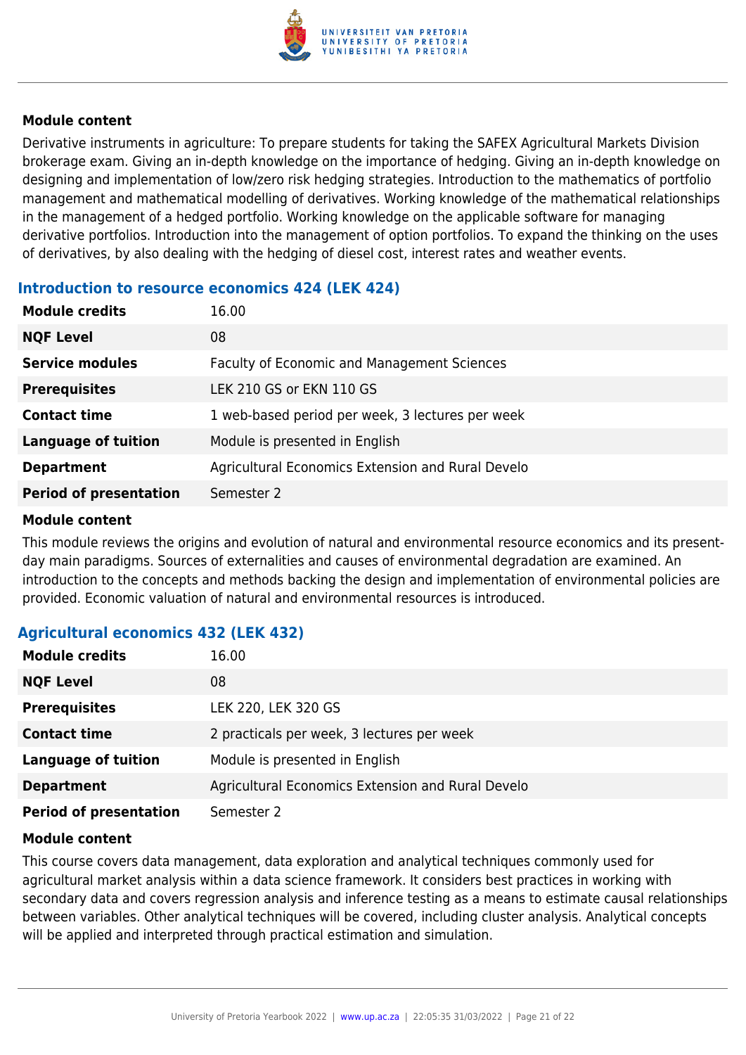#### Module content

Derivative instruments in agriculture: To prepare students for taking the SAFEX Agricultural Markets Division brokerage exam. Giving an in-depth knowledge on the importance of hedging. Giving an in-depth knowledge on designing and implementation of low/zero risk hedging strategies. Introduction to the mathematics of portfolio management and mathematical modelling of derivatives. Working knowledge of the mathematical relationships in the management of a hedged portfolio. Working knowledge on the applicable software for managing derivative portfolios. Introduction into the management of option portfolios. To expand the thinking on the uses of derivatives, by also dealing with the hedging of diesel cost, interest rates and weather events.

### Introduction to resource economics 424 (LEK 424)

| | |
|---|---|
| **Module credits** | 16.00 |
| **NQF Level** | 08 |
| **Service modules** | Faculty of Economic and Management Sciences |
| **Prerequisites** | LEK 210 GS or EKN 110 GS |
| **Contact time** | 1 web-based period per week, 3 lectures per week |
| **Language of tuition** | Module is presented in English |
| **Department** | Agricultural Economics Extension and Rural Develo |
| **Period of presentation** | Semester 2 |

#### Module content

This module reviews the origins and evolution of natural and environmental resource economics and its present-day main paradigms. Sources of externalities and causes of environmental degradation are examined. An introduction to the concepts and methods backing the design and implementation of environmental policies are provided. Economic valuation of natural and environmental resources is introduced.

### Agricultural economics 432 (LEK 432)

| | |
|---|---|
| **Module credits** | 16.00 |
| **NQF Level** | 08 |
| **Prerequisites** | LEK 220, LEK 320 GS |
| **Contact time** | 2 practicals per week, 3 lectures per week |
| **Language of tuition** | Module is presented in English |
| **Department** | Agricultural Economics Extension and Rural Develo |
| **Period of presentation** | Semester 2 |

#### Module content

This course covers data management, data exploration and analytical techniques commonly used for agricultural market analysis within a data science framework. It considers best practices in working with secondary data and covers regression analysis and inference testing as a means to estimate causal relationships between variables. Other analytical techniques will be covered, including cluster analysis. Analytical concepts will be applied and interpreted through practical estimation and simulation.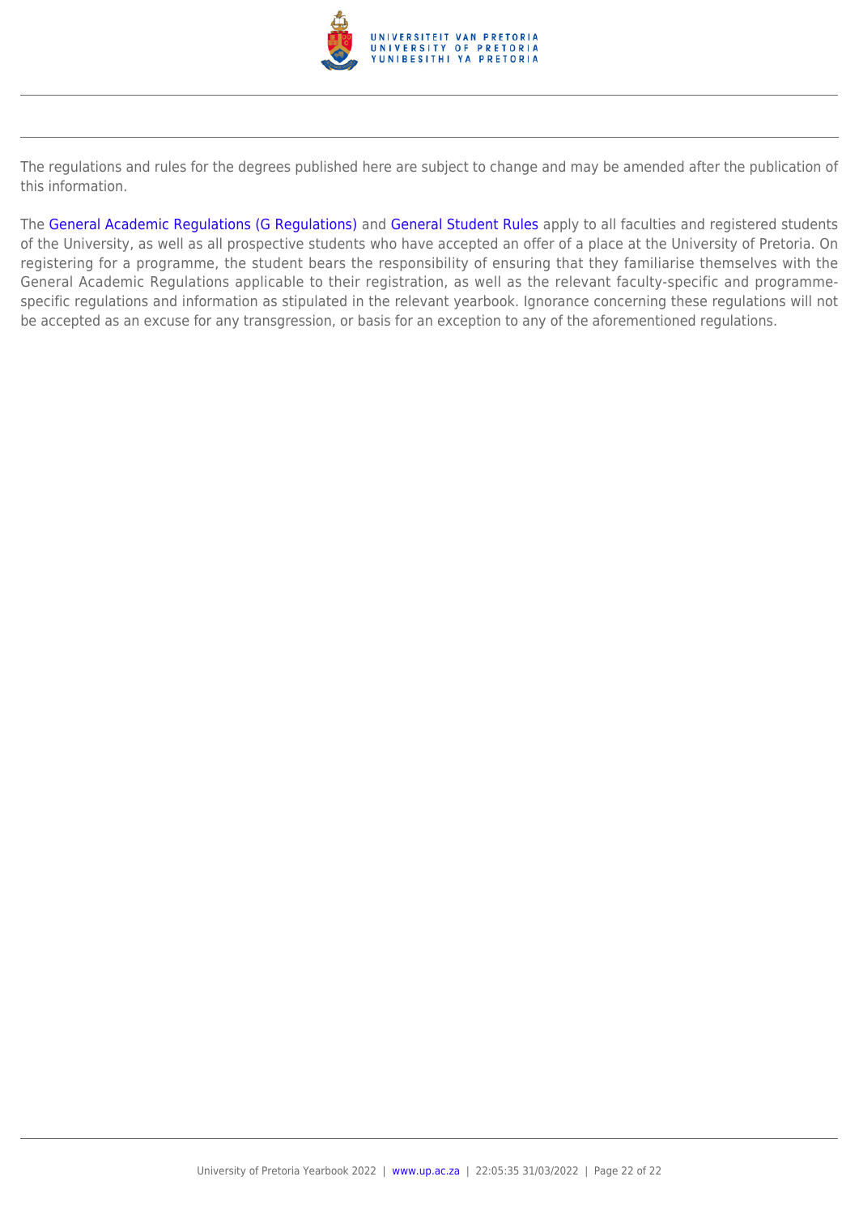The regulations and rules for the degrees published here are subject to change and may be amended after the publication of this information.

The General Academic Regulations (G Regulations) and General Student Rules apply to all faculties and registered students of the University, as well as all prospective students who have accepted an offer of a place at the University of Pretoria. On registering for a programme, the student bears the responsibility of ensuring that they familiarise themselves with the General Academic Regulations applicable to their registration, as well as the relevant faculty-specific and programme-specific regulations and information as stipulated in the relevant yearbook. Ignorance concerning these regulations will not be accepted as an excuse for any transgression, or basis for an exception to any of the aforementioned regulations.